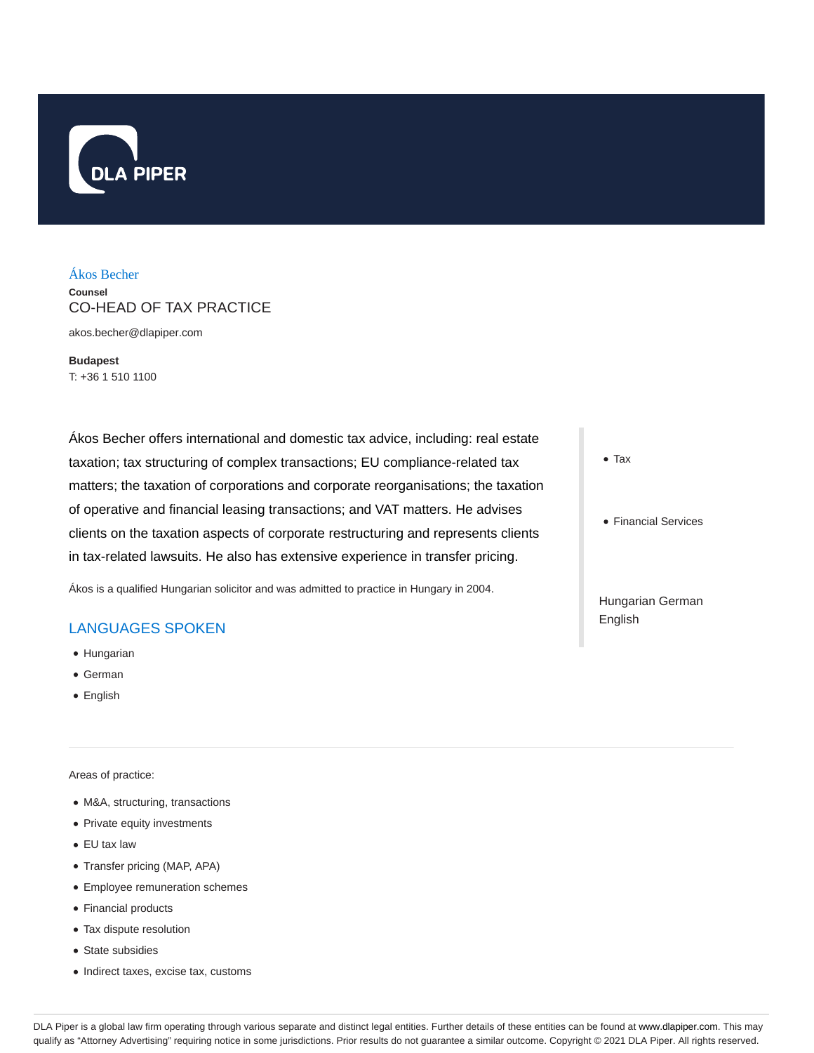DLA PIPER

# Ákos Becher

**Counsel**

CO-HEAD OF TAX PRACTICE

akos.becher@dlapiper.com

**Budapest**

T: +36 1 510 1100

Ákos Becher offers international and domestic tax advice, including: real estate taxation; tax structuring of complex transactions; EU compliance-related tax matters; the taxation of corporations and corporate reorganisations; the taxation of operative and financial leasing transactions; and VAT matters. He advises clients on the taxation aspects of corporate restructuring and represents clients in tax-related lawsuits. He also has extensive experience in transfer pricing.

Ákos is a qualified Hungarian solicitor and was admitted to practice in Hungary in 2004.

- Tax
- Financial Services

Hungarian German English

## LANGUAGES SPOKEN

- Hungarian
- German
- English

---

Areas of practice:

- M&A, structuring, transactions
- Private equity investments
- EU tax law
- Transfer pricing (MAP, APA)
- Employee remuneration schemes
- Financial products
- Tax dispute resolution
- State subsidies
- Indirect taxes, excise tax, customs

DLA Piper is a global law firm operating through various separate and distinct legal entities. Further details of these entities can be found at www.dlapiper.com. This may qualify as "Attorney Advertising" requiring notice in some jurisdictions. Prior results do not guarantee a similar outcome. Copyright © 2021 DLA Piper. All rights reserved.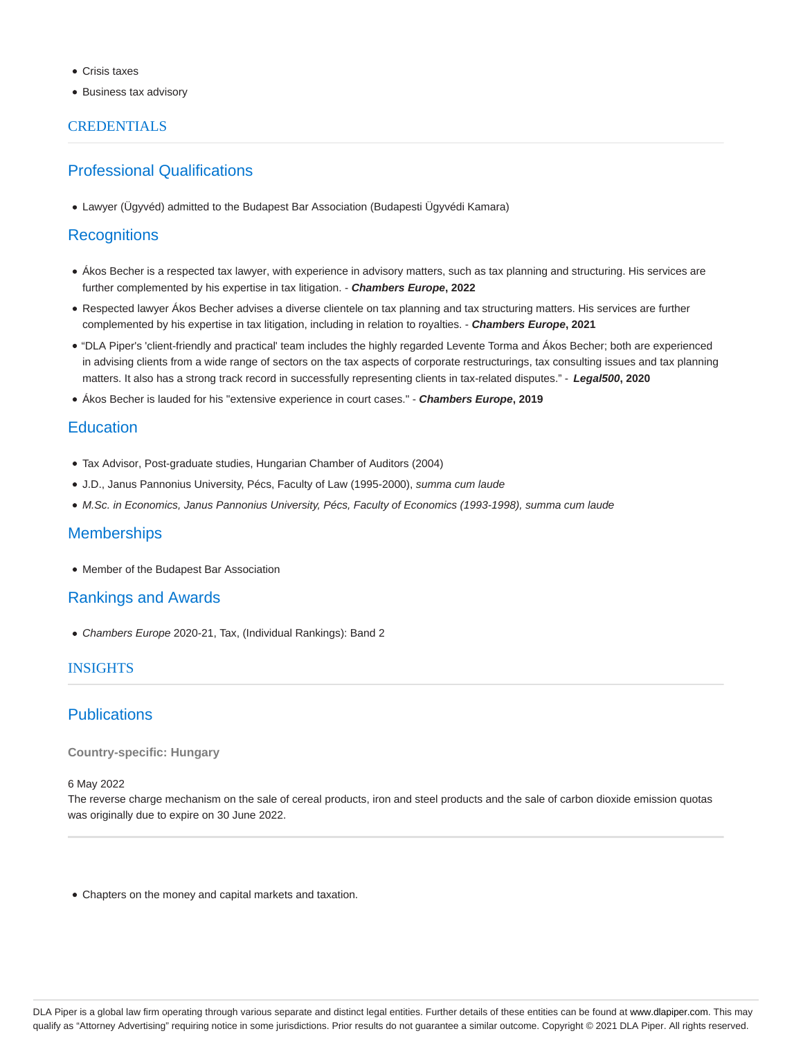- Crisis taxes
- Business tax advisory

## CREDENTIALS

### Professional Qualifications

- Lawyer (Ügyvéd) admitted to the Budapest Bar Association (Budapesti Ügyvédi Kamara)

### Recognitions

- Ákos Becher is a respected tax lawyer, with experience in advisory matters, such as tax planning and structuring. His services are further complemented by his expertise in tax litigation. - ***Chambers Europe*, 2022**
- Respected lawyer Ákos Becher advises a diverse clientele on tax planning and tax structuring matters. His services are further complemented by his expertise in tax litigation, including in relation to royalties. - ***Chambers Europe*, 2021**
- "DLA Piper's 'client-friendly and practical' team includes the highly regarded Levente Torma and Ákos Becher; both are experienced in advising clients from a wide range of sectors on the tax aspects of corporate restructurings, tax consulting issues and tax planning matters. It also has a strong track record in successfully representing clients in tax-related disputes." - ***Legal500*, 2020**
- Ákos Becher is lauded for his "extensive experience in court cases." - ***Chambers Europe*, 2019**

### Education

- Tax Advisor, Post-graduate studies, Hungarian Chamber of Auditors (2004)
- J.D., Janus Pannonius University, Pécs, Faculty of Law (1995-2000), *summa cum laude*
- *M.Sc. in Economics, Janus Pannonius University, Pécs, Faculty of Economics (1993-1998), summa cum laude*

### Memberships

- Member of the Budapest Bar Association

### Rankings and Awards

- *Chambers Europe* 2020-21, Tax, (Individual Rankings): Band 2

## INSIGHTS

### Publications

**Country-specific: Hungary**

6 May 2022
The reverse charge mechanism on the sale of cereal products, iron and steel products and the sale of carbon dioxide emission quotas was originally due to expire on 30 June 2022.

- Chapters on the money and capital markets and taxation.

DLA Piper is a global law firm operating through various separate and distinct legal entities. Further details of these entities can be found at www.dlapiper.com. This may qualify as "Attorney Advertising" requiring notice in some jurisdictions. Prior results do not guarantee a similar outcome. Copyright © 2021 DLA Piper. All rights reserved.